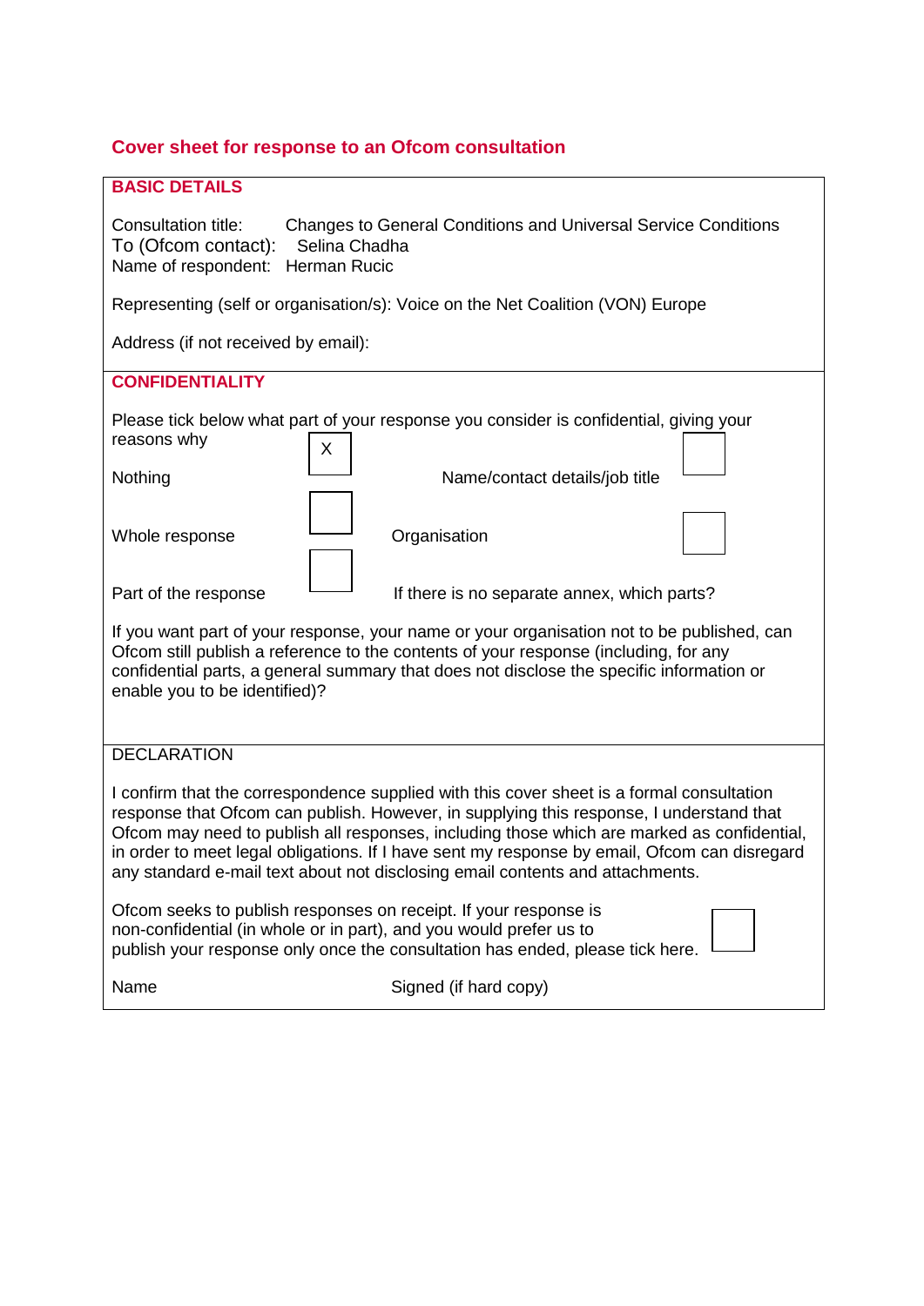## Cover sheet for response to an Ofcom consultation

### BASIC DETAILS

Consultation title: Changes to General Conditions and Universal Service Conditions
To (Ofcom contact): Selina Chadha
Name of respondent: Herman Rucic

Representing (self or organisation/s): Voice on the Net Coalition (VON) Europe

Address (if not received by email):

### CONFIDENTIALITY

Please tick below what part of your response you consider is confidential, giving your reasons why

| | | | |
|---|---|---|---|
| Nothing | X | Name/contact details/job title | |
| Whole response | | Organisation | |
| Part of the response | | If there is no separate annex, which parts? | |

If you want part of your response, your name or your organisation not to be published, can Ofcom still publish a reference to the contents of your response (including, for any confidential parts, a general summary that does not disclose the specific information or enable you to be identified)?

DECLARATION

I confirm that the correspondence supplied with this cover sheet is a formal consultation response that Ofcom can publish. However, in supplying this response, I understand that Ofcom may need to publish all responses, including those which are marked as confidential, in order to meet legal obligations. If I have sent my response by email, Ofcom can disregard any standard e-mail text about not disclosing email contents and attachments.

Ofcom seeks to publish responses on receipt. If your response is non-confidential (in whole or in part), and you would prefer us to publish your response only once the consultation has ended, please tick here.

Name Signed (if hard copy)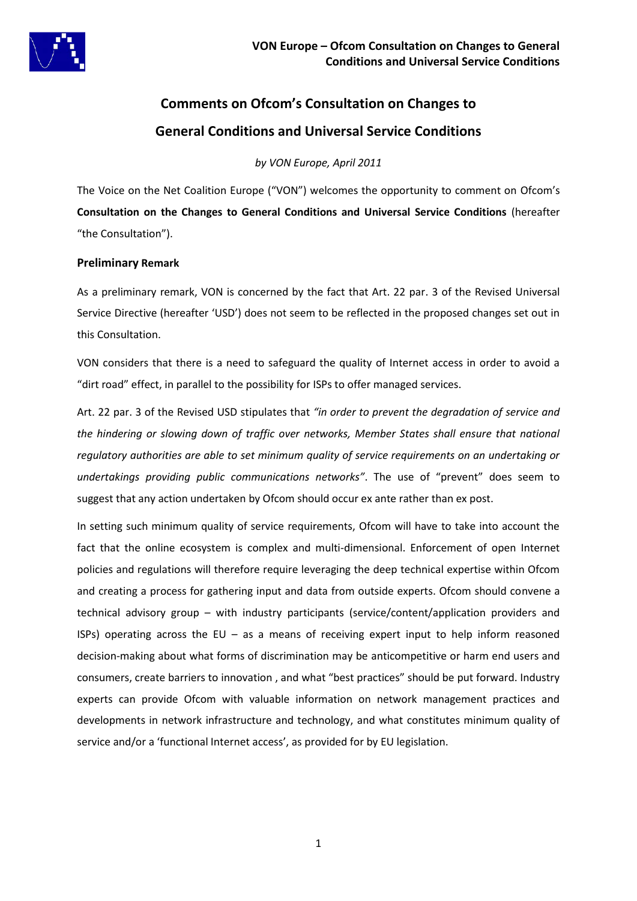# Comments on Ofcom's Consultation on Changes to General Conditions and Universal Service Conditions

*by VON Europe, April 2011*

The Voice on the Net Coalition Europe ("VON") welcomes the opportunity to comment on Ofcom's **Consultation on the Changes to General Conditions and Universal Service Conditions** (hereafter "the Consultation").

## Preliminary Remark

As a preliminary remark, VON is concerned by the fact that Art. 22 par. 3 of the Revised Universal Service Directive (hereafter 'USD') does not seem to be reflected in the proposed changes set out in this Consultation.

VON considers that there is a need to safeguard the quality of Internet access in order to avoid a "dirt road" effect, in parallel to the possibility for ISPs to offer managed services.

Art. 22 par. 3 of the Revised USD stipulates that *"in order to prevent the degradation of service and the hindering or slowing down of traffic over networks, Member States shall ensure that national regulatory authorities are able to set minimum quality of service requirements on an undertaking or undertakings providing public communications networks"*. The use of "prevent" does seem to suggest that any action undertaken by Ofcom should occur ex ante rather than ex post.

In setting such minimum quality of service requirements, Ofcom will have to take into account the fact that the online ecosystem is complex and multi-dimensional. Enforcement of open Internet policies and regulations will therefore require leveraging the deep technical expertise within Ofcom and creating a process for gathering input and data from outside experts. Ofcom should convene a technical advisory group – with industry participants (service/content/application providers and ISPs) operating across the EU – as a means of receiving expert input to help inform reasoned decision-making about what forms of discrimination may be anticompetitive or harm end users and consumers, create barriers to innovation , and what "best practices" should be put forward. Industry experts can provide Ofcom with valuable information on network management practices and developments in network infrastructure and technology, and what constitutes minimum quality of service and/or a 'functional Internet access', as provided for by EU legislation.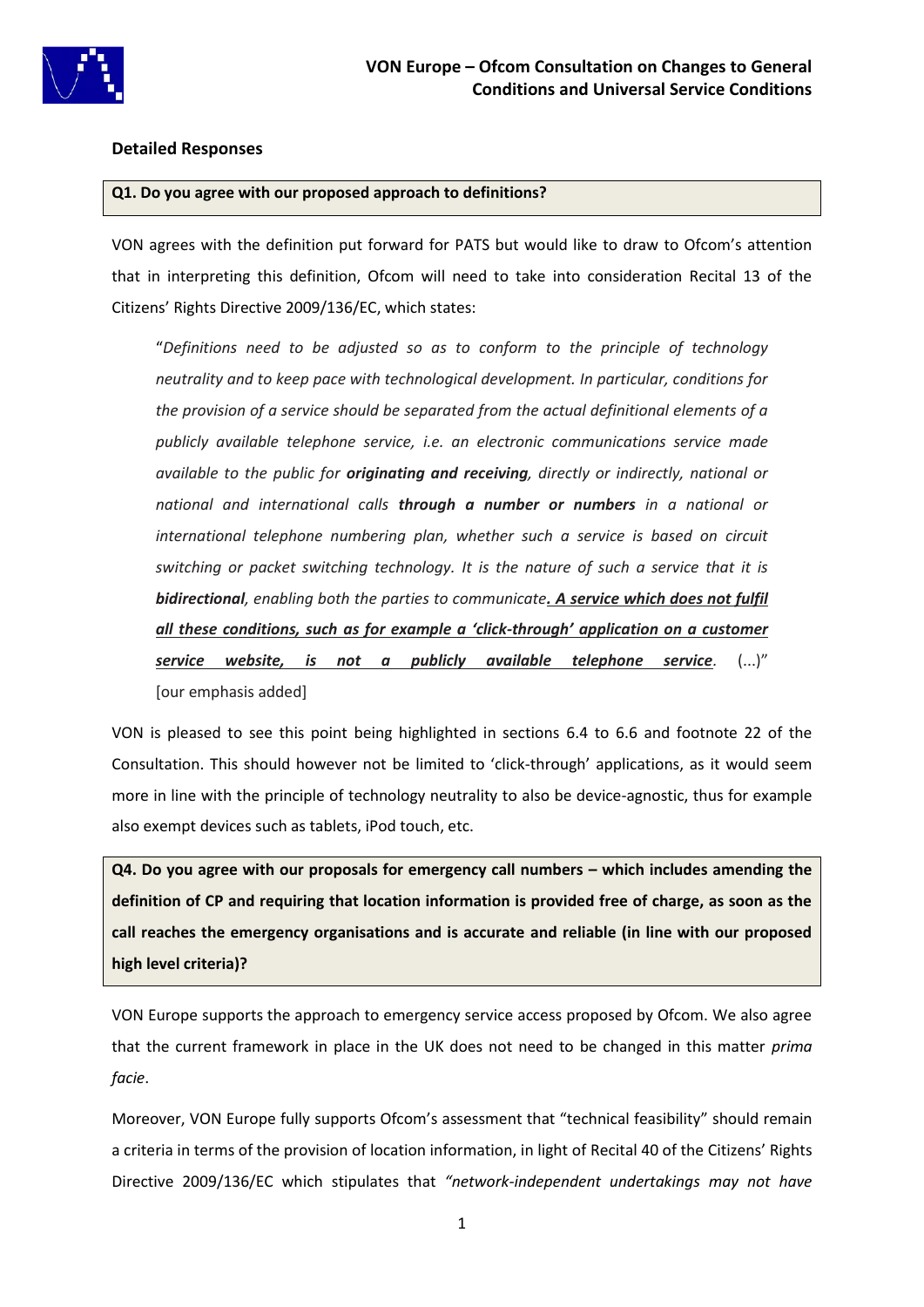## Detailed Responses

**Q1. Do you agree with our proposed approach to definitions?**

VON agrees with the definition put forward for PATS but would like to draw to Ofcom's attention that in interpreting this definition, Ofcom will need to take into consideration Recital 13 of the Citizens' Rights Directive 2009/136/EC, which states:

> "*Definitions need to be adjusted so as to conform to the principle of technology neutrality and to keep pace with technological development. In particular, conditions for the provision of a service should be separated from the actual definitional elements of a publicly available telephone service, i.e. an electronic communications service made available to the public for* ***originating and receiving****, directly or indirectly, national or national and international calls* ***through a number or numbers*** *in a national or international telephone numbering plan, whether such a service is based on circuit switching or packet switching technology. It is the nature of such a service that it is* ***bidirectional****, enabling both the parties to communicate*<u>***. A service which does not fulfil all these conditions, such as for example a 'click-through' application on a customer service website, is not a publicly available telephone service***</u>. (...)" [our emphasis added]

VON is pleased to see this point being highlighted in sections 6.4 to 6.6 and footnote 22 of the Consultation. This should however not be limited to 'click-through' applications, as it would seem more in line with the principle of technology neutrality to also be device-agnostic, thus for example also exempt devices such as tablets, iPod touch, etc.

**Q4. Do you agree with our proposals for emergency call numbers – which includes amending the definition of CP and requiring that location information is provided free of charge, as soon as the call reaches the emergency organisations and is accurate and reliable (in line with our proposed high level criteria)?**

VON Europe supports the approach to emergency service access proposed by Ofcom. We also agree that the current framework in place in the UK does not need to be changed in this matter *prima facie*.

Moreover, VON Europe fully supports Ofcom's assessment that "technical feasibility" should remain a criteria in terms of the provision of location information, in light of Recital 40 of the Citizens' Rights Directive 2009/136/EC which stipulates that *"network-independent undertakings may not have*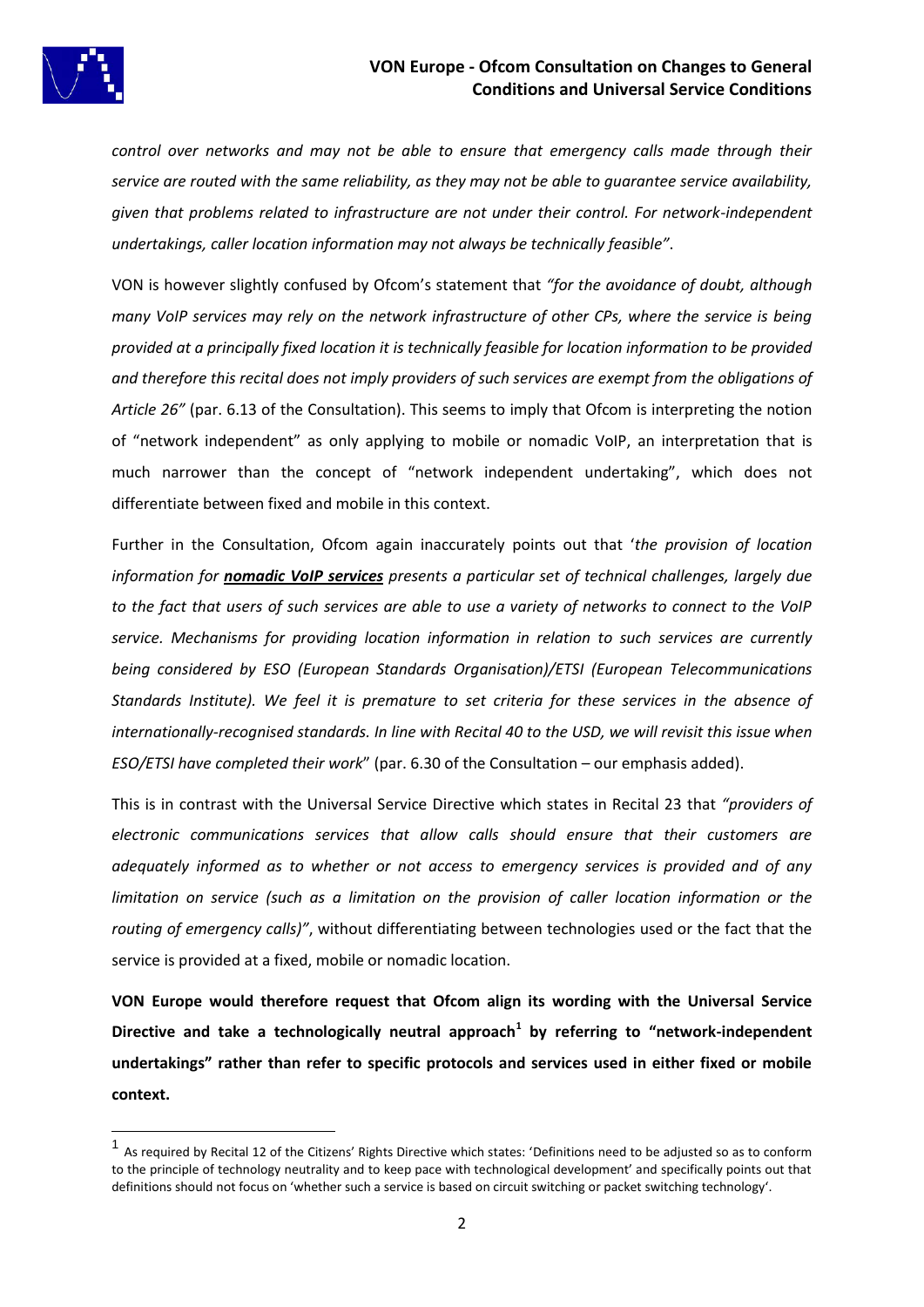*control over networks and may not be able to ensure that emergency calls made through their service are routed with the same reliability, as they may not be able to guarantee service availability, given that problems related to infrastructure are not under their control. For network-independent undertakings, caller location information may not always be technically feasible"*.

VON is however slightly confused by Ofcom's statement that *"for the avoidance of doubt, although many VoIP services may rely on the network infrastructure of other CPs, where the service is being provided at a principally fixed location it is technically feasible for location information to be provided and therefore this recital does not imply providers of such services are exempt from the obligations of Article 26"* (par. 6.13 of the Consultation). This seems to imply that Ofcom is interpreting the notion of "network independent" as only applying to mobile or nomadic VoIP, an interpretation that is much narrower than the concept of "network independent undertaking", which does not differentiate between fixed and mobile in this context.

Further in the Consultation, Ofcom again inaccurately points out that '*the provision of location information for **nomadic VoIP services** presents a particular set of technical challenges, largely due to the fact that users of such services are able to use a variety of networks to connect to the VoIP service. Mechanisms for providing location information in relation to such services are currently being considered by ESO (European Standards Organisation)/ETSI (European Telecommunications Standards Institute). We feel it is premature to set criteria for these services in the absence of internationally-recognised standards. In line with Recital 40 to the USD, we will revisit this issue when ESO/ETSI have completed their work*" (par. 6.30 of the Consultation – our emphasis added).

This is in contrast with the Universal Service Directive which states in Recital 23 that *"providers of electronic communications services that allow calls should ensure that their customers are adequately informed as to whether or not access to emergency services is provided and of any limitation on service (such as a limitation on the provision of caller location information or the routing of emergency calls)"*, without differentiating between technologies used or the fact that the service is provided at a fixed, mobile or nomadic location.

**VON Europe would therefore request that Ofcom align its wording with the Universal Service Directive and take a technologically neutral approach[1] by referring to "network-independent undertakings" rather than refer to specific protocols and services used in either fixed or mobile context.**

---

[1] As required by Recital 12 of the Citizens' Rights Directive which states: 'Definitions need to be adjusted so as to conform to the principle of technology neutrality and to keep pace with technological development' and specifically points out that definitions should not focus on 'whether such a service is based on circuit switching or packet switching technology'.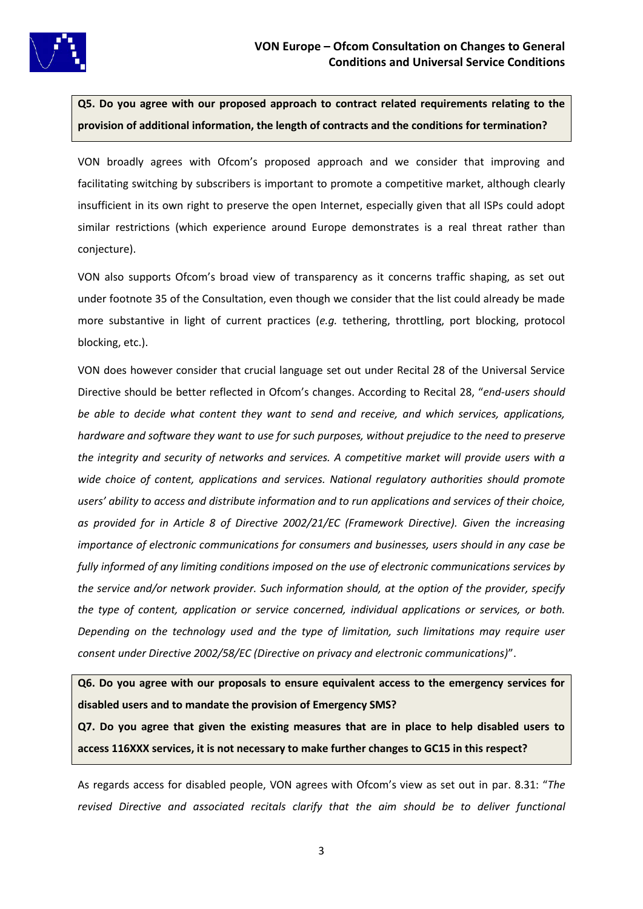**Q5. Do you agree with our proposed approach to contract related requirements relating to the provision of additional information, the length of contracts and the conditions for termination?**

VON broadly agrees with Ofcom's proposed approach and we consider that improving and facilitating switching by subscribers is important to promote a competitive market, although clearly insufficient in its own right to preserve the open Internet, especially given that all ISPs could adopt similar restrictions (which experience around Europe demonstrates is a real threat rather than conjecture).

VON also supports Ofcom's broad view of transparency as it concerns traffic shaping, as set out under footnote 35 of the Consultation, even though we consider that the list could already be made more substantive in light of current practices (*e.g.* tethering, throttling, port blocking, protocol blocking, etc.).

VON does however consider that crucial language set out under Recital 28 of the Universal Service Directive should be better reflected in Ofcom's changes. According to Recital 28, "*end-users should be able to decide what content they want to send and receive, and which services, applications, hardware and software they want to use for such purposes, without prejudice to the need to preserve the integrity and security of networks and services. A competitive market will provide users with a wide choice of content, applications and services. National regulatory authorities should promote users' ability to access and distribute information and to run applications and services of their choice, as provided for in Article 8 of Directive 2002/21/EC (Framework Directive). Given the increasing importance of electronic communications for consumers and businesses, users should in any case be fully informed of any limiting conditions imposed on the use of electronic communications services by the service and/or network provider. Such information should, at the option of the provider, specify the type of content, application or service concerned, individual applications or services, or both. Depending on the technology used and the type of limitation, such limitations may require user consent under Directive 2002/58/EC (Directive on privacy and electronic communications)*".

**Q6. Do you agree with our proposals to ensure equivalent access to the emergency services for disabled users and to mandate the provision of Emergency SMS?**

**Q7. Do you agree that given the existing measures that are in place to help disabled users to access 116XXX services, it is not necessary to make further changes to GC15 in this respect?**

As regards access for disabled people, VON agrees with Ofcom's view as set out in par. 8.31: "*The revised Directive and associated recitals clarify that the aim should be to deliver functional*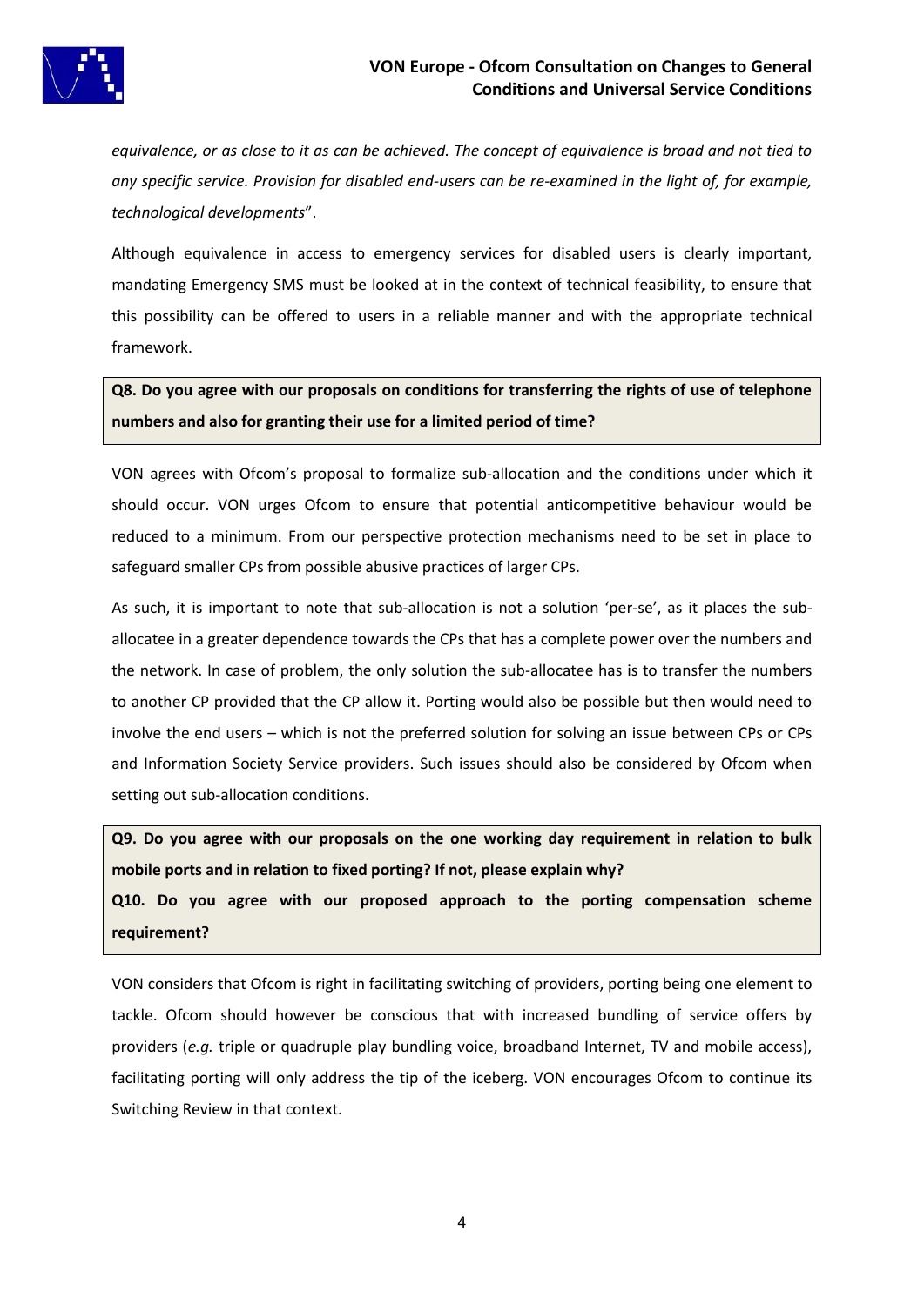*equivalence, or as close to it as can be achieved. The concept of equivalence is broad and not tied to any specific service. Provision for disabled end-users can be re-examined in the light of, for example, technological developments*".

Although equivalence in access to emergency services for disabled users is clearly important, mandating Emergency SMS must be looked at in the context of technical feasibility, to ensure that this possibility can be offered to users in a reliable manner and with the appropriate technical framework.

**Q8. Do you agree with our proposals on conditions for transferring the rights of use of telephone numbers and also for granting their use for a limited period of time?**

VON agrees with Ofcom's proposal to formalize sub-allocation and the conditions under which it should occur. VON urges Ofcom to ensure that potential anticompetitive behaviour would be reduced to a minimum. From our perspective protection mechanisms need to be set in place to safeguard smaller CPs from possible abusive practices of larger CPs.

As such, it is important to note that sub-allocation is not a solution 'per-se', as it places the sub-allocatee in a greater dependence towards the CPs that has a complete power over the numbers and the network. In case of problem, the only solution the sub-allocatee has is to transfer the numbers to another CP provided that the CP allow it. Porting would also be possible but then would need to involve the end users – which is not the preferred solution for solving an issue between CPs or CPs and Information Society Service providers. Such issues should also be considered by Ofcom when setting out sub-allocation conditions.

**Q9. Do you agree with our proposals on the one working day requirement in relation to bulk mobile ports and in relation to fixed porting? If not, please explain why?**

**Q10. Do you agree with our proposed approach to the porting compensation scheme requirement?**

VON considers that Ofcom is right in facilitating switching of providers, porting being one element to tackle. Ofcom should however be conscious that with increased bundling of service offers by providers (*e.g.* triple or quadruple play bundling voice, broadband Internet, TV and mobile access), facilitating porting will only address the tip of the iceberg. VON encourages Ofcom to continue its Switching Review in that context.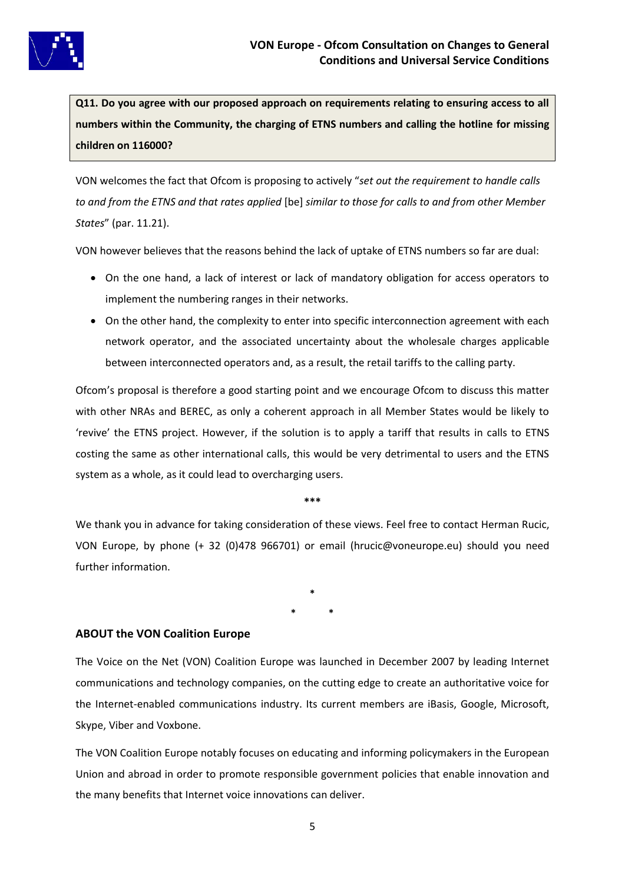**Q11. Do you agree with our proposed approach on requirements relating to ensuring access to all numbers within the Community, the charging of ETNS numbers and calling the hotline for missing children on 116000?**

VON welcomes the fact that Ofcom is proposing to actively "*set out the requirement to handle calls to and from the ETNS and that rates applied* [be] *similar to those for calls to and from other Member States*" (par. 11.21).

VON however believes that the reasons behind the lack of uptake of ETNS numbers so far are dual:

- On the one hand, a lack of interest or lack of mandatory obligation for access operators to implement the numbering ranges in their networks.
- On the other hand, the complexity to enter into specific interconnection agreement with each network operator, and the associated uncertainty about the wholesale charges applicable between interconnected operators and, as a result, the retail tariffs to the calling party.

Ofcom's proposal is therefore a good starting point and we encourage Ofcom to discuss this matter with other NRAs and BEREC, as only a coherent approach in all Member States would be likely to 'revive' the ETNS project. However, if the solution is to apply a tariff that results in calls to ETNS costing the same as other international calls, this would be very detrimental to users and the ETNS system as a whole, as it could lead to overcharging users.

***

We thank you in advance for taking consideration of these views. Feel free to contact Herman Rucic, VON Europe, by phone (+ 32 (0)478 966701) or email (hrucic@voneurope.eu) should you need further information.

\*

\*   \*

## ABOUT the VON Coalition Europe

The Voice on the Net (VON) Coalition Europe was launched in December 2007 by leading Internet communications and technology companies, on the cutting edge to create an authoritative voice for the Internet-enabled communications industry. Its current members are iBasis, Google, Microsoft, Skype, Viber and Voxbone.

The VON Coalition Europe notably focuses on educating and informing policymakers in the European Union and abroad in order to promote responsible government policies that enable innovation and the many benefits that Internet voice innovations can deliver.